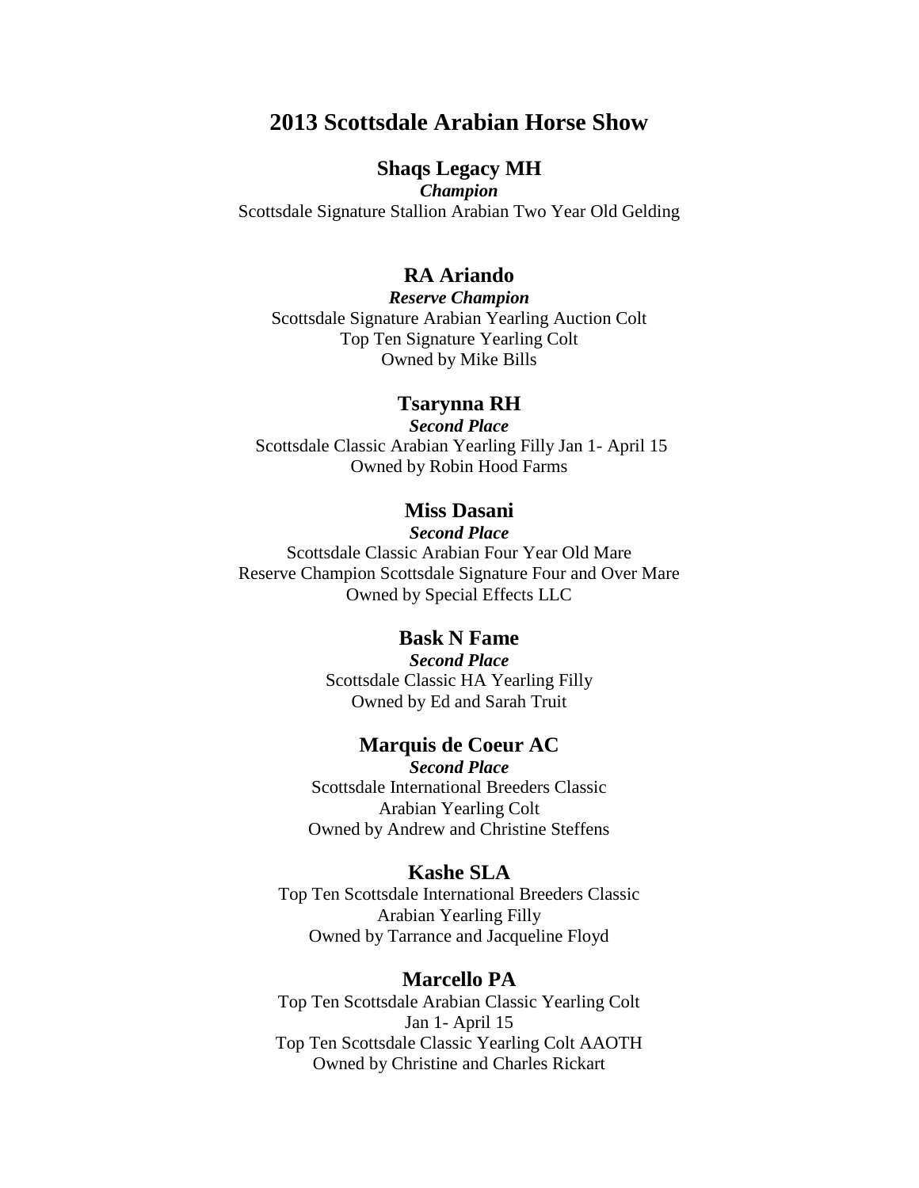# 2013 Scottsdale Arabian Horse Show

### Shaqs Legacy MH

***Champion***

Scottsdale Signature Stallion Arabian Two Year Old Gelding

### RA Ariando

***Reserve Champion***

Scottsdale Signature Arabian Yearling Auction Colt
Top Ten Signature Yearling Colt
Owned by Mike Bills

### Tsarynna RH

***Second Place***

Scottsdale Classic Arabian Yearling Filly Jan 1- April 15
Owned by Robin Hood Farms

### Miss Dasani

***Second Place***

Scottsdale Classic Arabian Four Year Old Mare
Reserve Champion Scottsdale Signature Four and Over Mare
Owned by Special Effects LLC

### Bask N Fame

***Second Place***

Scottsdale Classic HA Yearling Filly
Owned by Ed and Sarah Truit

### Marquis de Coeur AC

***Second Place***

Scottsdale International Breeders Classic
Arabian Yearling Colt
Owned by Andrew and Christine Steffens

### Kashe SLA

Top Ten Scottsdale International Breeders Classic
Arabian Yearling Filly
Owned by Tarrance and Jacqueline Floyd

### Marcello PA

Top Ten Scottsdale Arabian Classic Yearling Colt
Jan 1- April 15
Top Ten Scottsdale Classic Yearling Colt AAOTH
Owned by Christine and Charles Rickart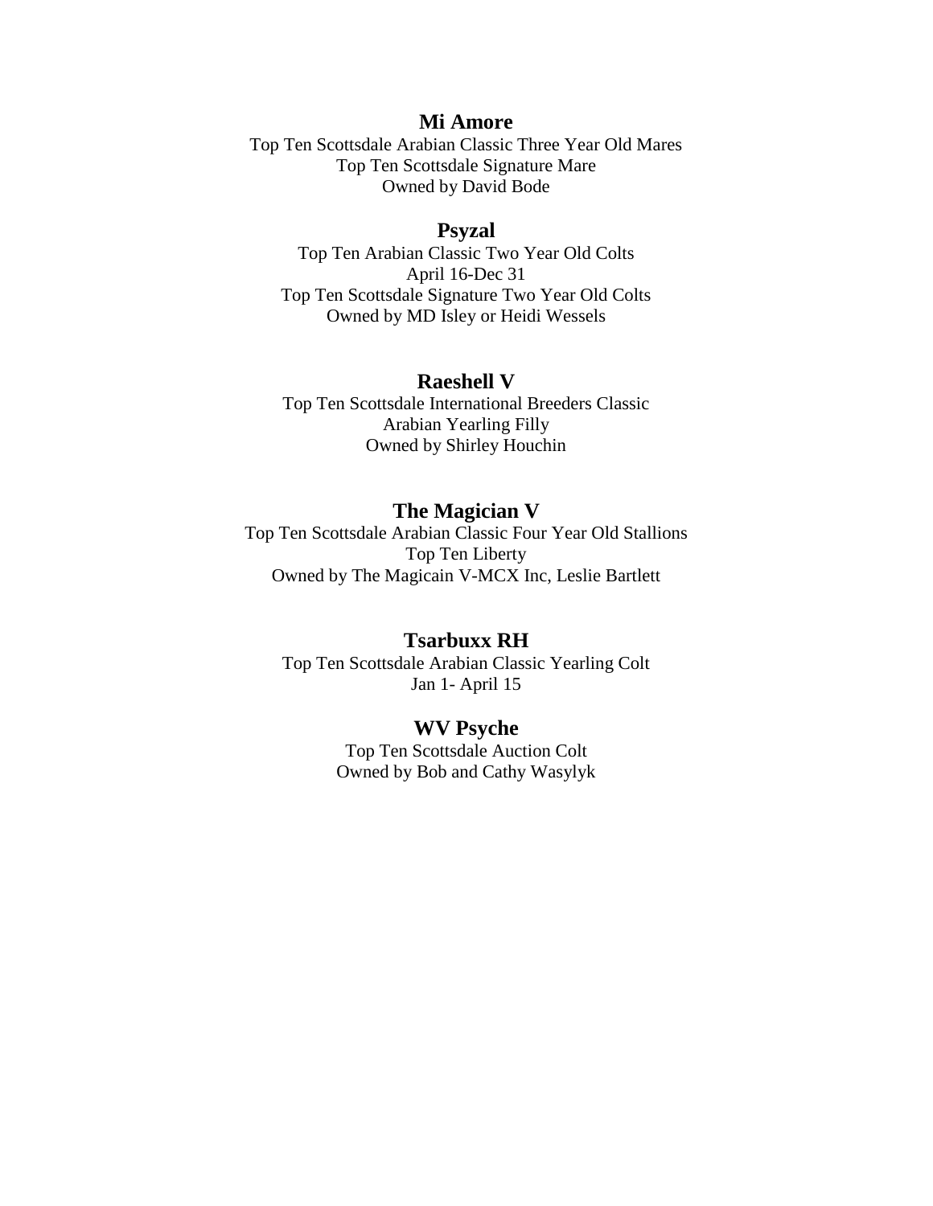**Mi Amore**

Top Ten Scottsdale Arabian Classic Three Year Old Mares
Top Ten Scottsdale Signature Mare
Owned by David Bode

**Psyzal**

Top Ten Arabian Classic Two Year Old Colts
April 16-Dec 31
Top Ten Scottsdale Signature Two Year Old Colts
Owned by MD Isley or Heidi Wessels

**Raeshell V**

Top Ten Scottsdale International Breeders Classic
Arabian Yearling Filly
Owned by Shirley Houchin

**The Magician V**

Top Ten Scottsdale Arabian Classic Four Year Old Stallions
Top Ten Liberty
Owned by The Magicain V-MCX Inc, Leslie Bartlett

**Tsarbuxx RH**

Top Ten Scottsdale Arabian Classic Yearling Colt
Jan 1- April 15

**WV Psyche**

Top Ten Scottsdale Auction Colt
Owned by Bob and Cathy Wasylyk